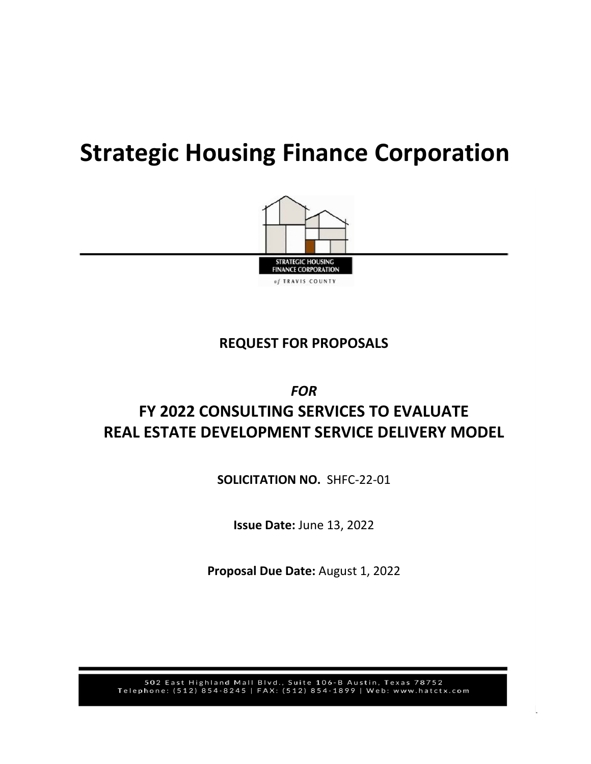# Strategic Housing Finance Corporation

STRATEGIC HOUSING FINANCE CORPORATION

of TRAVIS COUNTY

## REQUEST FOR PROPOSALS

*FOR*

## FY 2022 CONSULTING SERVICES TO EVALUATE REAL ESTATE DEVELOPMENT SERVICE DELIVERY MODEL

**SOLICITATION NO.** SHFC-22-01

**Issue Date:** June 13, 2022

**Proposal Due Date:** August 1, 2022

502 East Highland Mall Blvd., Suite 106-B Austin, Texas 78752
Telephone: (512) 854-8245 | FAX: (512) 854-1899 | Web: www.hatctx.com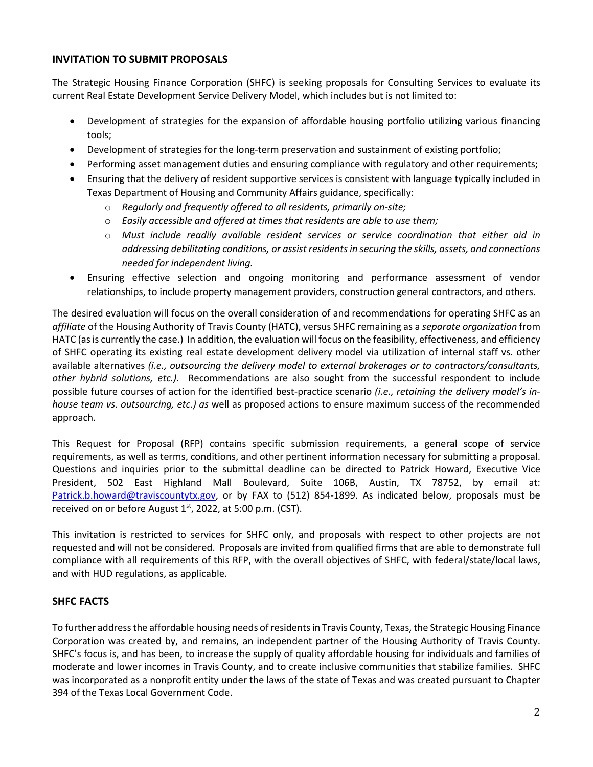## INVITATION TO SUBMIT PROPOSALS

The Strategic Housing Finance Corporation (SHFC) is seeking proposals for Consulting Services to evaluate its current Real Estate Development Service Delivery Model, which includes but is not limited to:

- Development of strategies for the expansion of affordable housing portfolio utilizing various financing tools;
- Development of strategies for the long-term preservation and sustainment of existing portfolio;
- Performing asset management duties and ensuring compliance with regulatory and other requirements;
- Ensuring that the delivery of resident supportive services is consistent with language typically included in Texas Department of Housing and Community Affairs guidance, specifically:
  - *Regularly and frequently offered to all residents, primarily on-site;*
  - *Easily accessible and offered at times that residents are able to use them;*
  - *Must include readily available resident services or service coordination that either aid in addressing debilitating conditions, or assist residents in securing the skills, assets, and connections needed for independent living.*
- Ensuring effective selection and ongoing monitoring and performance assessment of vendor relationships, to include property management providers, construction general contractors, and others.

The desired evaluation will focus on the overall consideration of and recommendations for operating SHFC as an *affiliate* of the Housing Authority of Travis County (HATC), versus SHFC remaining as a *separate organization* from HATC (as is currently the case.) In addition, the evaluation will focus on the feasibility, effectiveness, and efficiency of SHFC operating its existing real estate development delivery model via utilization of internal staff vs. other available alternatives *(i.e., outsourcing the delivery model to external brokerages or to contractors/consultants, other hybrid solutions, etc.).* Recommendations are also sought from the successful respondent to include possible future courses of action for the identified best-practice scenario *(i.e., retaining the delivery model's in-house team vs. outsourcing, etc.) as* well as proposed actions to ensure maximum success of the recommended approach.

This Request for Proposal (RFP) contains specific submission requirements, a general scope of service requirements, as well as terms, conditions, and other pertinent information necessary for submitting a proposal. Questions and inquiries prior to the submittal deadline can be directed to Patrick Howard, Executive Vice President, 502 East Highland Mall Boulevard, Suite 106B, Austin, TX 78752, by email at: Patrick.b.howard@traviscountytx.gov, or by FAX to (512) 854-1899. As indicated below, proposals must be received on or before August 1st, 2022, at 5:00 p.m. (CST).

This invitation is restricted to services for SHFC only, and proposals with respect to other projects are not requested and will not be considered. Proposals are invited from qualified firms that are able to demonstrate full compliance with all requirements of this RFP, with the overall objectives of SHFC, with federal/state/local laws, and with HUD regulations, as applicable.

## SHFC FACTS

To further address the affordable housing needs of residents in Travis County, Texas, the Strategic Housing Finance Corporation was created by, and remains, an independent partner of the Housing Authority of Travis County. SHFC's focus is, and has been, to increase the supply of quality affordable housing for individuals and families of moderate and lower incomes in Travis County, and to create inclusive communities that stabilize families. SHFC was incorporated as a nonprofit entity under the laws of the state of Texas and was created pursuant to Chapter 394 of the Texas Local Government Code.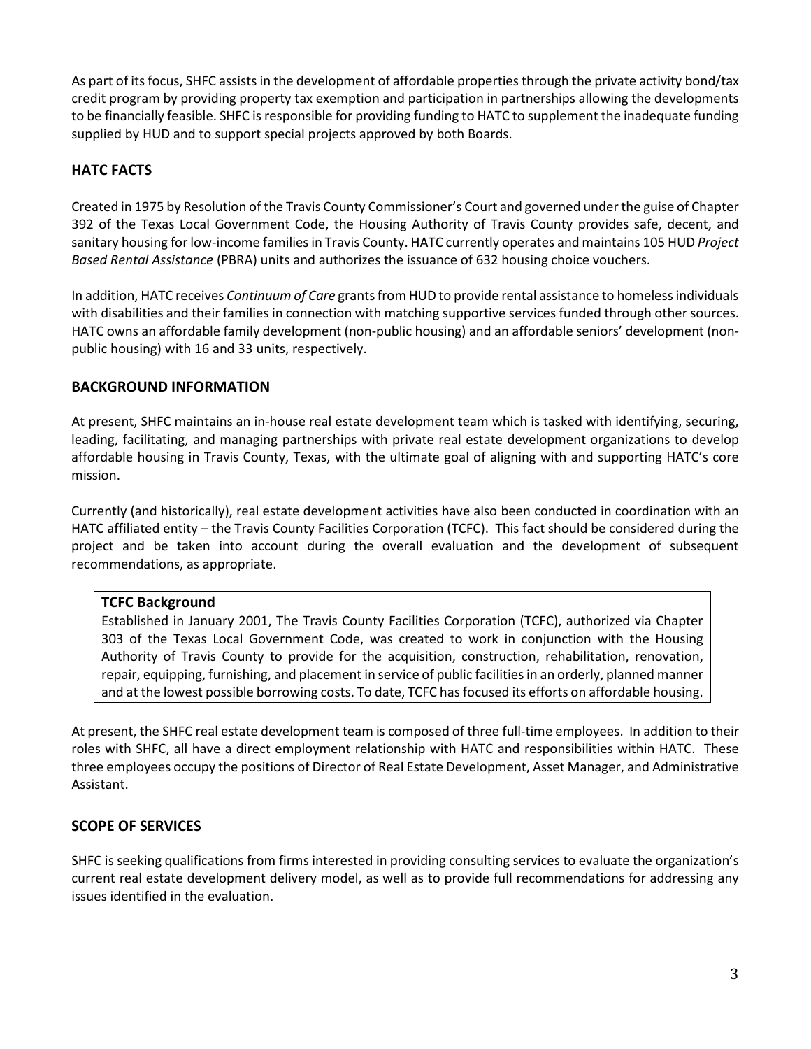As part of its focus, SHFC assists in the development of affordable properties through the private activity bond/tax credit program by providing property tax exemption and participation in partnerships allowing the developments to be financially feasible. SHFC is responsible for providing funding to HATC to supplement the inadequate funding supplied by HUD and to support special projects approved by both Boards.

## HATC FACTS

Created in 1975 by Resolution of the Travis County Commissioner's Court and governed under the guise of Chapter 392 of the Texas Local Government Code, the Housing Authority of Travis County provides safe, decent, and sanitary housing for low-income families in Travis County. HATC currently operates and maintains 105 HUD *Project Based Rental Assistance* (PBRA) units and authorizes the issuance of 632 housing choice vouchers.

In addition, HATC receives *Continuum of Care* grants from HUD to provide rental assistance to homeless individuals with disabilities and their families in connection with matching supportive services funded through other sources. HATC owns an affordable family development (non-public housing) and an affordable seniors' development (non-public housing) with 16 and 33 units, respectively.

## BACKGROUND INFORMATION

At present, SHFC maintains an in-house real estate development team which is tasked with identifying, securing, leading, facilitating, and managing partnerships with private real estate development organizations to develop affordable housing in Travis County, Texas, with the ultimate goal of aligning with and supporting HATC's core mission.

Currently (and historically), real estate development activities have also been conducted in coordination with an HATC affiliated entity – the Travis County Facilities Corporation (TCFC). This fact should be considered during the project and be taken into account during the overall evaluation and the development of subsequent recommendations, as appropriate.

> **TCFC Background**
>
> Established in January 2001, The Travis County Facilities Corporation (TCFC), authorized via Chapter 303 of the Texas Local Government Code, was created to work in conjunction with the Housing Authority of Travis County to provide for the acquisition, construction, rehabilitation, renovation, repair, equipping, furnishing, and placement in service of public facilities in an orderly, planned manner and at the lowest possible borrowing costs. To date, TCFC has focused its efforts on affordable housing.

At present, the SHFC real estate development team is composed of three full-time employees. In addition to their roles with SHFC, all have a direct employment relationship with HATC and responsibilities within HATC. These three employees occupy the positions of Director of Real Estate Development, Asset Manager, and Administrative Assistant.

## SCOPE OF SERVICES

SHFC is seeking qualifications from firms interested in providing consulting services to evaluate the organization's current real estate development delivery model, as well as to provide full recommendations for addressing any issues identified in the evaluation.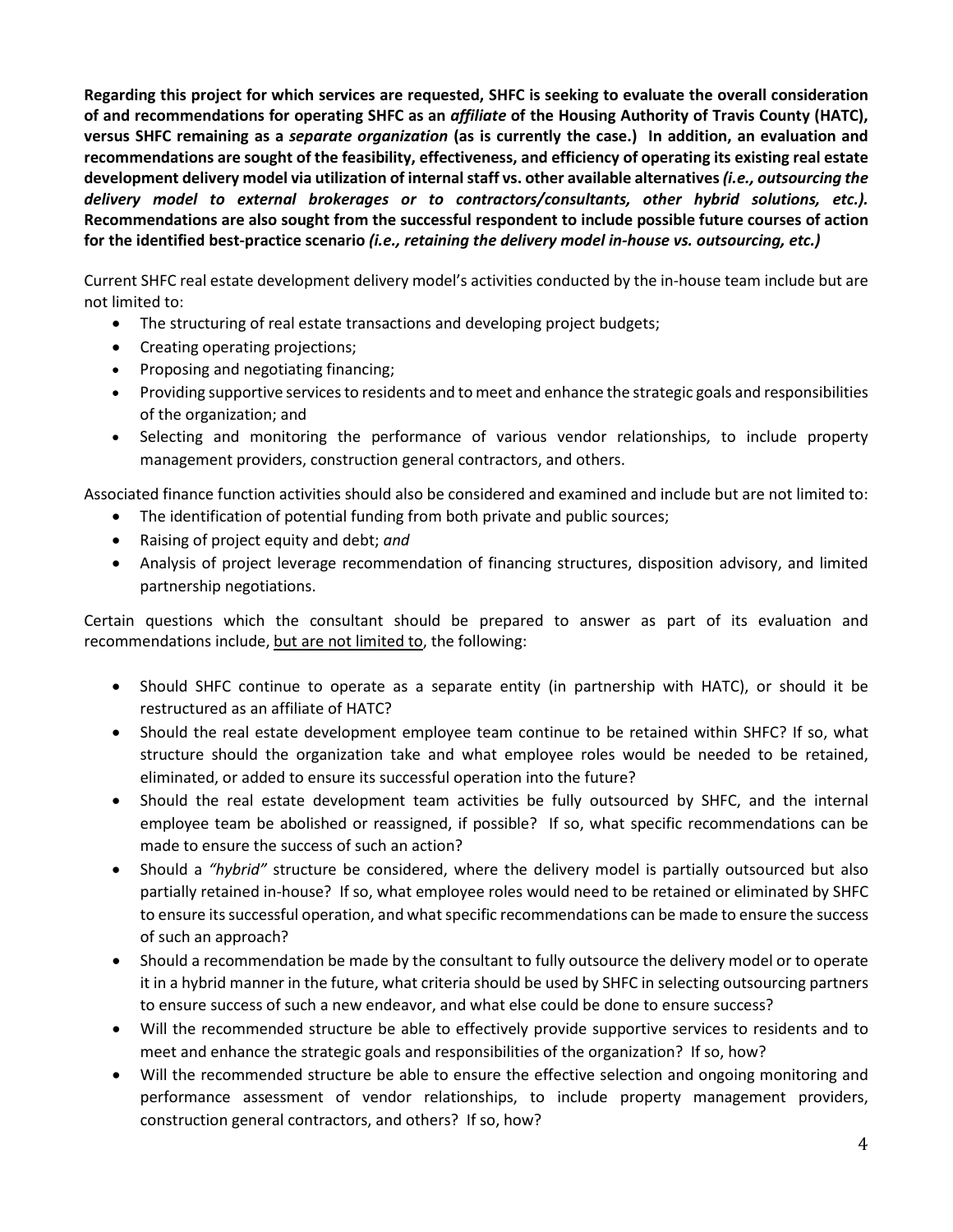**Regarding this project for which services are requested, SHFC is seeking to evaluate the overall consideration of and recommendations for operating SHFC as an *affiliate* of the Housing Authority of Travis County (HATC), versus SHFC remaining as a *separate organization* (as is currently the case.) In addition, an evaluation and recommendations are sought of the feasibility, effectiveness, and efficiency of operating its existing real estate development delivery model via utilization of internal staff vs. other available alternatives *(i.e., outsourcing the delivery model to external brokerages or to contractors/consultants, other hybrid solutions, etc.).* Recommendations are also sought from the successful respondent to include possible future courses of action for the identified best-practice scenario *(i.e., retaining the delivery model in-house vs. outsourcing, etc.)***

Current SHFC real estate development delivery model's activities conducted by the in-house team include but are not limited to:

- The structuring of real estate transactions and developing project budgets;
- Creating operating projections;
- Proposing and negotiating financing;
- Providing supportive services to residents and to meet and enhance the strategic goals and responsibilities of the organization; and
- Selecting and monitoring the performance of various vendor relationships, to include property management providers, construction general contractors, and others.

Associated finance function activities should also be considered and examined and include but are not limited to:

- The identification of potential funding from both private and public sources;
- Raising of project equity and debt; *and*
- Analysis of project leverage recommendation of financing structures, disposition advisory, and limited partnership negotiations.

Certain questions which the consultant should be prepared to answer as part of its evaluation and recommendations include, <u>but are not limited to</u>, the following:

- Should SHFC continue to operate as a separate entity (in partnership with HATC), or should it be restructured as an affiliate of HATC?
- Should the real estate development employee team continue to be retained within SHFC? If so, what structure should the organization take and what employee roles would be needed to be retained, eliminated, or added to ensure its successful operation into the future?
- Should the real estate development team activities be fully outsourced by SHFC, and the internal employee team be abolished or reassigned, if possible? If so, what specific recommendations can be made to ensure the success of such an action?
- Should a *"hybrid"* structure be considered, where the delivery model is partially outsourced but also partially retained in-house? If so, what employee roles would need to be retained or eliminated by SHFC to ensure its successful operation, and what specific recommendations can be made to ensure the success of such an approach?
- Should a recommendation be made by the consultant to fully outsource the delivery model or to operate it in a hybrid manner in the future, what criteria should be used by SHFC in selecting outsourcing partners to ensure success of such a new endeavor, and what else could be done to ensure success?
- Will the recommended structure be able to effectively provide supportive services to residents and to meet and enhance the strategic goals and responsibilities of the organization? If so, how?
- Will the recommended structure be able to ensure the effective selection and ongoing monitoring and performance assessment of vendor relationships, to include property management providers, construction general contractors, and others? If so, how?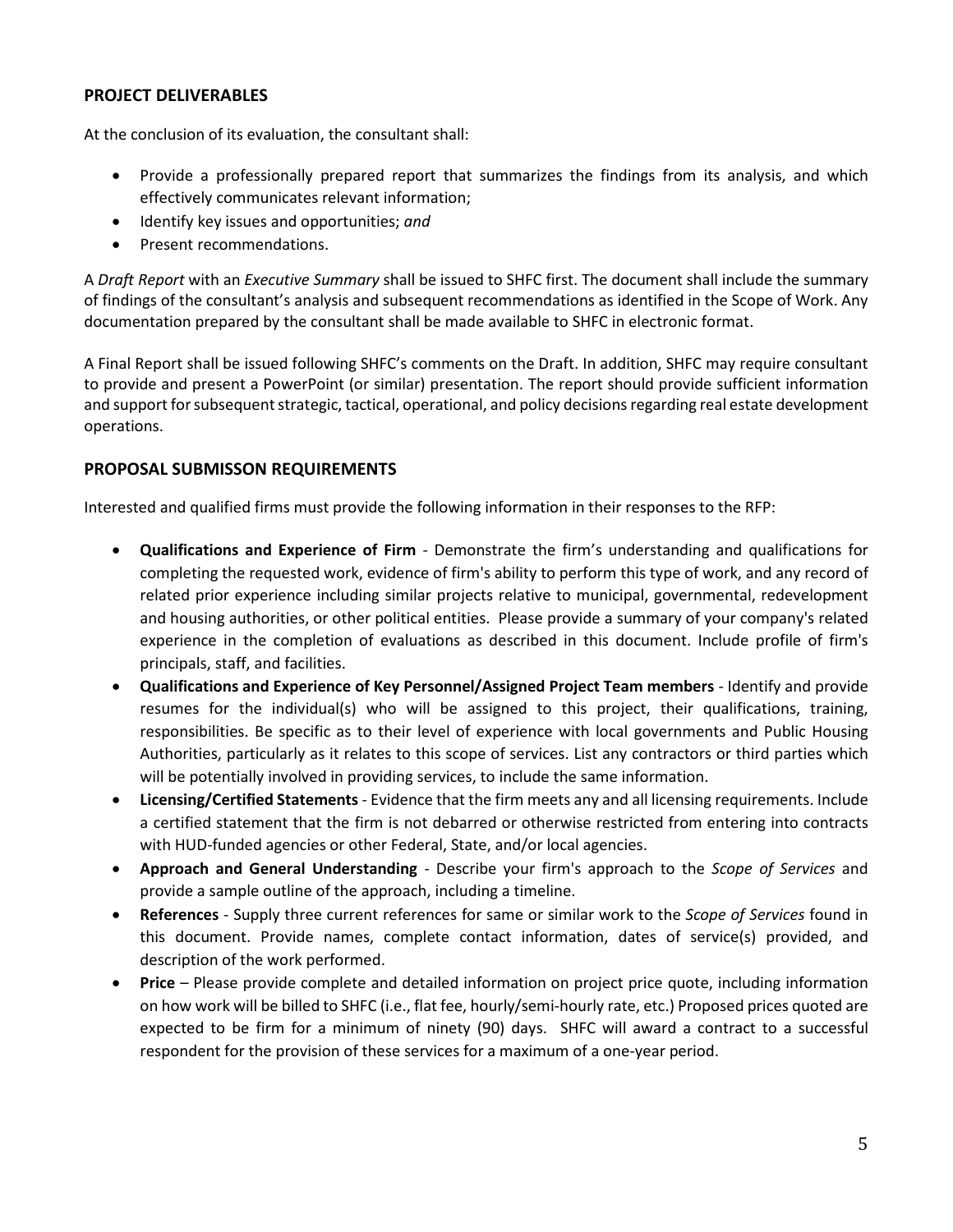## PROJECT DELIVERABLES

At the conclusion of its evaluation, the consultant shall:

- Provide a professionally prepared report that summarizes the findings from its analysis, and which effectively communicates relevant information;
- Identify key issues and opportunities; *and*
- Present recommendations.

A *Draft Report* with an *Executive Summary* shall be issued to SHFC first. The document shall include the summary of findings of the consultant's analysis and subsequent recommendations as identified in the Scope of Work. Any documentation prepared by the consultant shall be made available to SHFC in electronic format.

A Final Report shall be issued following SHFC's comments on the Draft. In addition, SHFC may require consultant to provide and present a PowerPoint (or similar) presentation. The report should provide sufficient information and support for subsequent strategic, tactical, operational, and policy decisions regarding real estate development operations.

## PROPOSAL SUBMISSON REQUIREMENTS

Interested and qualified firms must provide the following information in their responses to the RFP:

- **Qualifications and Experience of Firm** - Demonstrate the firm's understanding and qualifications for completing the requested work, evidence of firm's ability to perform this type of work, and any record of related prior experience including similar projects relative to municipal, governmental, redevelopment and housing authorities, or other political entities. Please provide a summary of your company's related experience in the completion of evaluations as described in this document. Include profile of firm's principals, staff, and facilities.
- **Qualifications and Experience of Key Personnel/Assigned Project Team members** - Identify and provide resumes for the individual(s) who will be assigned to this project, their qualifications, training, responsibilities. Be specific as to their level of experience with local governments and Public Housing Authorities, particularly as it relates to this scope of services. List any contractors or third parties which will be potentially involved in providing services, to include the same information.
- **Licensing/Certified Statements** - Evidence that the firm meets any and all licensing requirements. Include a certified statement that the firm is not debarred or otherwise restricted from entering into contracts with HUD-funded agencies or other Federal, State, and/or local agencies.
- **Approach and General Understanding** - Describe your firm's approach to the *Scope of Services* and provide a sample outline of the approach, including a timeline.
- **References** - Supply three current references for same or similar work to the *Scope of Services* found in this document. Provide names, complete contact information, dates of service(s) provided, and description of the work performed.
- **Price** – Please provide complete and detailed information on project price quote, including information on how work will be billed to SHFC (i.e., flat fee, hourly/semi-hourly rate, etc.) Proposed prices quoted are expected to be firm for a minimum of ninety (90) days. SHFC will award a contract to a successful respondent for the provision of these services for a maximum of a one-year period.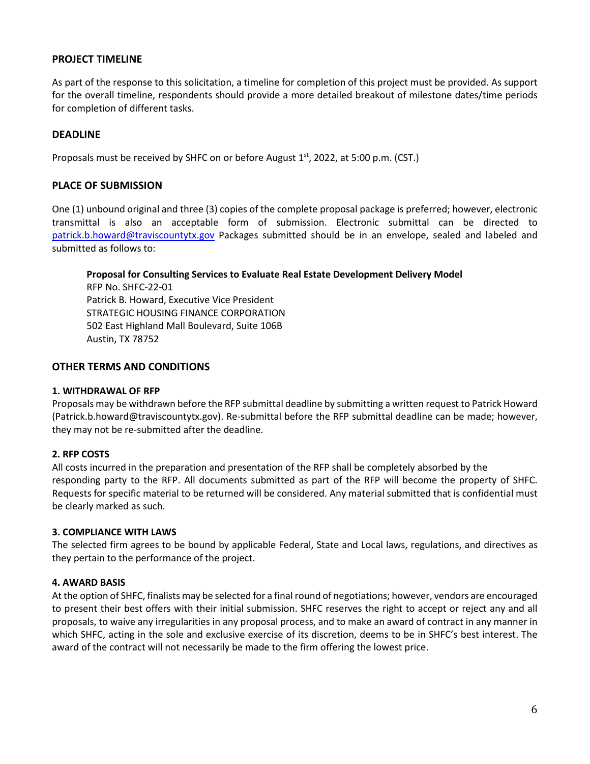## PROJECT TIMELINE

As part of the response to this solicitation, a timeline for completion of this project must be provided. As support for the overall timeline, respondents should provide a more detailed breakout of milestone dates/time periods for completion of different tasks.

## DEADLINE

Proposals must be received by SHFC on or before August 1st, 2022, at 5:00 p.m. (CST.)

## PLACE OF SUBMISSION

One (1) unbound original and three (3) copies of the complete proposal package is preferred; however, electronic transmittal is also an acceptable form of submission. Electronic submittal can be directed to patrick.b.howard@traviscountytx.gov Packages submitted should be in an envelope, sealed and labeled and submitted as follows to:

**Proposal for Consulting Services to Evaluate Real Estate Development Delivery Model**
RFP No. SHFC-22-01
Patrick B. Howard, Executive Vice President
STRATEGIC HOUSING FINANCE CORPORATION
502 East Highland Mall Boulevard, Suite 106B
Austin, TX 78752

## OTHER TERMS AND CONDITIONS

### 1. WITHDRAWAL OF RFP

Proposals may be withdrawn before the RFP submittal deadline by submitting a written request to Patrick Howard (Patrick.b.howard@traviscountytx.gov). Re-submittal before the RFP submittal deadline can be made; however, they may not be re-submitted after the deadline.

### 2. RFP COSTS

All costs incurred in the preparation and presentation of the RFP shall be completely absorbed by the responding party to the RFP. All documents submitted as part of the RFP will become the property of SHFC. Requests for specific material to be returned will be considered. Any material submitted that is confidential must be clearly marked as such.

### 3. COMPLIANCE WITH LAWS

The selected firm agrees to be bound by applicable Federal, State and Local laws, regulations, and directives as they pertain to the performance of the project.

### 4. AWARD BASIS

At the option of SHFC, finalists may be selected for a final round of negotiations; however, vendors are encouraged to present their best offers with their initial submission. SHFC reserves the right to accept or reject any and all proposals, to waive any irregularities in any proposal process, and to make an award of contract in any manner in which SHFC, acting in the sole and exclusive exercise of its discretion, deems to be in SHFC's best interest. The award of the contract will not necessarily be made to the firm offering the lowest price.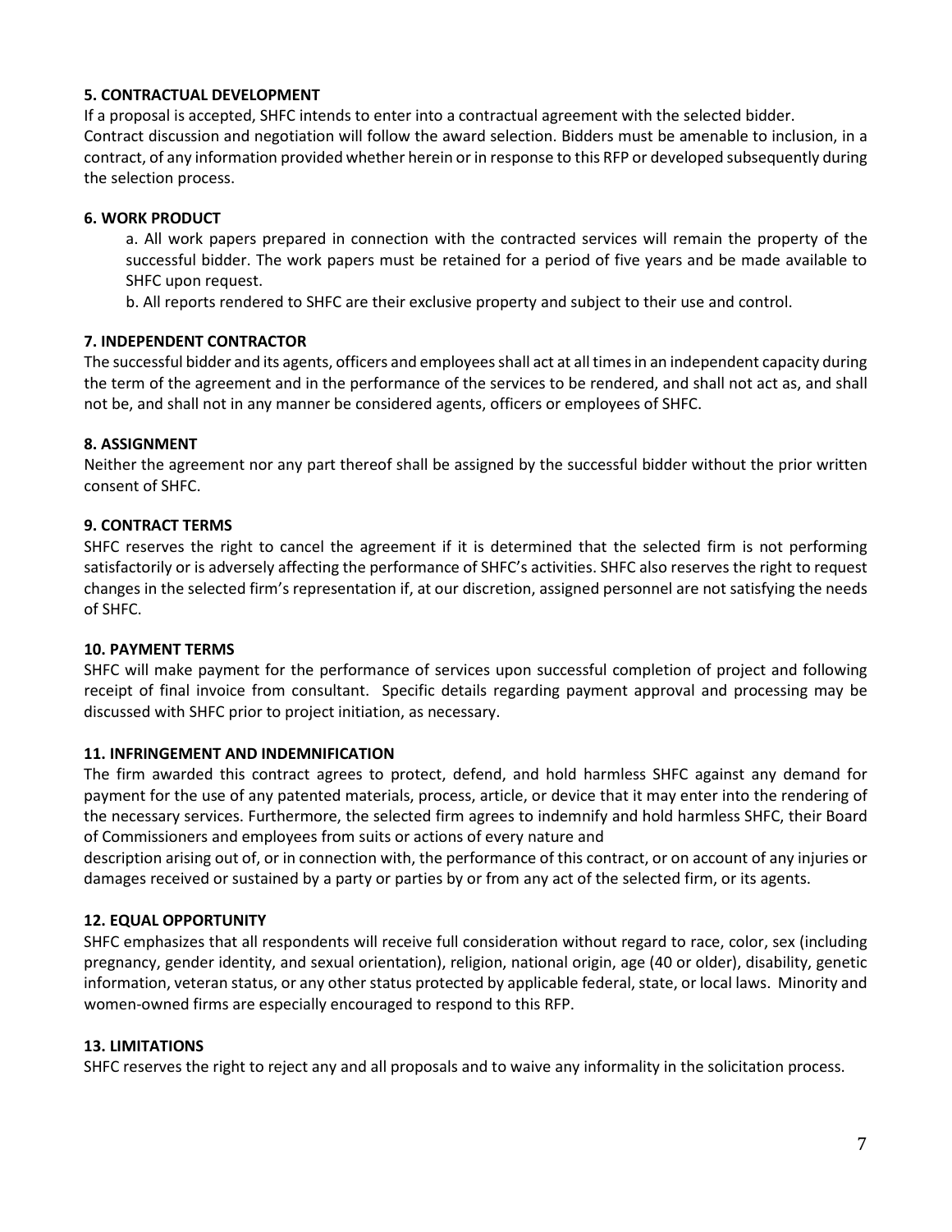**5. CONTRACTUAL DEVELOPMENT**

If a proposal is accepted, SHFC intends to enter into a contractual agreement with the selected bidder. Contract discussion and negotiation will follow the award selection. Bidders must be amenable to inclusion, in a contract, of any information provided whether herein or in response to this RFP or developed subsequently during the selection process.

**6. WORK PRODUCT**

a. All work papers prepared in connection with the contracted services will remain the property of the successful bidder. The work papers must be retained for a period of five years and be made available to SHFC upon request.

b. All reports rendered to SHFC are their exclusive property and subject to their use and control.

**7. INDEPENDENT CONTRACTOR**

The successful bidder and its agents, officers and employees shall act at all times in an independent capacity during the term of the agreement and in the performance of the services to be rendered, and shall not act as, and shall not be, and shall not in any manner be considered agents, officers or employees of SHFC.

**8. ASSIGNMENT**

Neither the agreement nor any part thereof shall be assigned by the successful bidder without the prior written consent of SHFC.

**9. CONTRACT TERMS**

SHFC reserves the right to cancel the agreement if it is determined that the selected firm is not performing satisfactorily or is adversely affecting the performance of SHFC's activities. SHFC also reserves the right to request changes in the selected firm's representation if, at our discretion, assigned personnel are not satisfying the needs of SHFC.

**10. PAYMENT TERMS**

SHFC will make payment for the performance of services upon successful completion of project and following receipt of final invoice from consultant. Specific details regarding payment approval and processing may be discussed with SHFC prior to project initiation, as necessary.

**11. INFRINGEMENT AND INDEMNIFICATION**

The firm awarded this contract agrees to protect, defend, and hold harmless SHFC against any demand for payment for the use of any patented materials, process, article, or device that it may enter into the rendering of the necessary services. Furthermore, the selected firm agrees to indemnify and hold harmless SHFC, their Board of Commissioners and employees from suits or actions of every nature and description arising out of, or in connection with, the performance of this contract, or on account of any injuries or damages received or sustained by a party or parties by or from any act of the selected firm, or its agents.

**12. EQUAL OPPORTUNITY**

SHFC emphasizes that all respondents will receive full consideration without regard to race, color, sex (including pregnancy, gender identity, and sexual orientation), religion, national origin, age (40 or older), disability, genetic information, veteran status, or any other status protected by applicable federal, state, or local laws. Minority and women-owned firms are especially encouraged to respond to this RFP.

**13. LIMITATIONS**

SHFC reserves the right to reject any and all proposals and to waive any informality in the solicitation process.